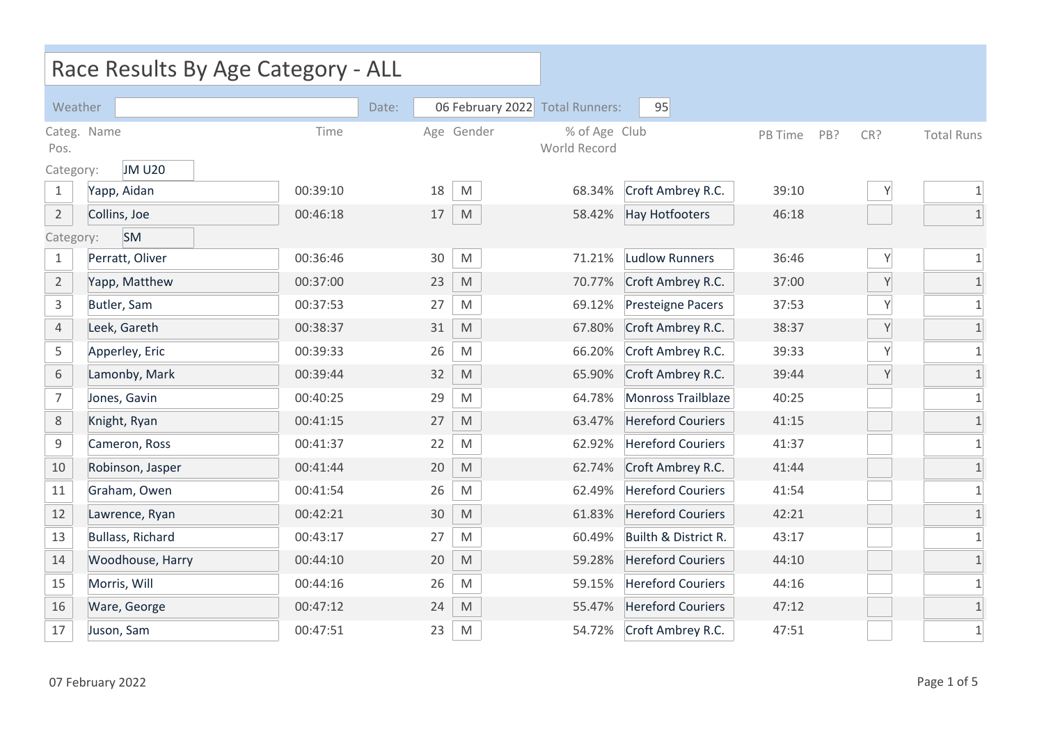# Race Results By Age Category - ALL

Weather: | Date: 06 February 2022 | Total Runners: 95

| Categ. Pos. | Name | Time | Age | Gender | % of Age World Record | Club | PB Time | PB? | CR? | Total Runs |
|---|---|---|---|---|---|---|---|---|---|---|
| **Category: JM U20** | | | | | | | | | | |
| 1 | Yapp, Aidan | 00:39:10 | 18 | M | 68.34% | Croft Ambrey R.C. | 39:10 | | Y | 1 |
| 2 | Collins, Joe | 00:46:18 | 17 | M | 58.42% | Hay Hotfooters | 46:18 | | | 1 |
| **Category: SM** | | | | | | | | | | |
| 1 | Perratt, Oliver | 00:36:46 | 30 | M | 71.21% | Ludlow Runners | 36:46 | | Y | 1 |
| 2 | Yapp, Matthew | 00:37:00 | 23 | M | 70.77% | Croft Ambrey R.C. | 37:00 | | Y | 1 |
| 3 | Butler, Sam | 00:37:53 | 27 | M | 69.12% | Presteigne Pacers | 37:53 | | Y | 1 |
| 4 | Leek, Gareth | 00:38:37 | 31 | M | 67.80% | Croft Ambrey R.C. | 38:37 | | Y | 1 |
| 5 | Apperley, Eric | 00:39:33 | 26 | M | 66.20% | Croft Ambrey R.C. | 39:33 | | Y | 1 |
| 6 | Lamonby, Mark | 00:39:44 | 32 | M | 65.90% | Croft Ambrey R.C. | 39:44 | | Y | 1 |
| 7 | Jones, Gavin | 00:40:25 | 29 | M | 64.78% | Monross Trailblaze | 40:25 | | | 1 |
| 8 | Knight, Ryan | 00:41:15 | 27 | M | 63.47% | Hereford Couriers | 41:15 | | | 1 |
| 9 | Cameron, Ross | 00:41:37 | 22 | M | 62.92% | Hereford Couriers | 41:37 | | | 1 |
| 10 | Robinson, Jasper | 00:41:44 | 20 | M | 62.74% | Croft Ambrey R.C. | 41:44 | | | 1 |
| 11 | Graham, Owen | 00:41:54 | 26 | M | 62.49% | Hereford Couriers | 41:54 | | | 1 |
| 12 | Lawrence, Ryan | 00:42:21 | 30 | M | 61.83% | Hereford Couriers | 42:21 | | | 1 |
| 13 | Bullass, Richard | 00:43:17 | 27 | M | 60.49% | Builth & District R. | 43:17 | | | 1 |
| 14 | Woodhouse, Harry | 00:44:10 | 20 | M | 59.28% | Hereford Couriers | 44:10 | | | 1 |
| 15 | Morris, Will | 00:44:16 | 26 | M | 59.15% | Hereford Couriers | 44:16 | | | 1 |
| 16 | Ware, George | 00:47:12 | 24 | M | 55.47% | Hereford Couriers | 47:12 | | | 1 |
| 17 | Juson, Sam | 00:47:51 | 23 | M | 54.72% | Croft Ambrey R.C. | 47:51 | | | 1 |

07 February 2022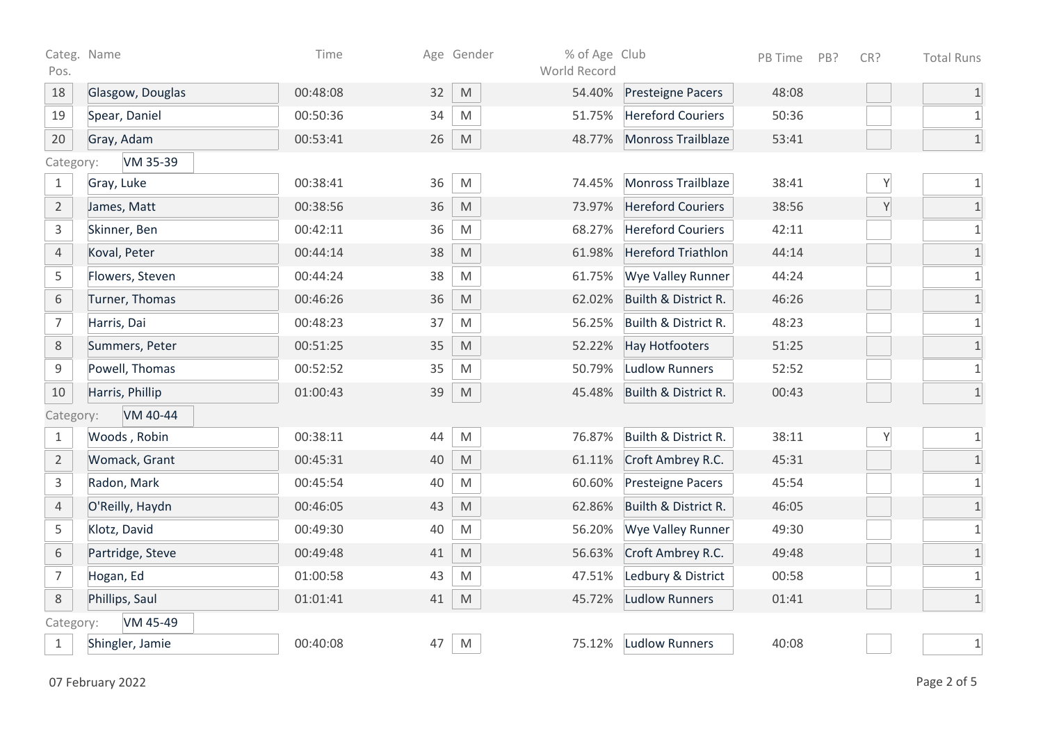| Categ. Pos. | Name | Time | Age | Gender | % of Age World Record | Club | PB Time | PB? | CR? | Total Runs |
|---|---|---|---|---|---|---|---|---|---|---|
| 18 | Glasgow, Douglas | 00:48:08 | 32 | M | 54.40% | Presteigne Pacers | 48:08 | | | 1 |
| 19 | Spear, Daniel | 00:50:36 | 34 | M | 51.75% | Hereford Couriers | 50:36 | | | 1 |
| 20 | Gray, Adam | 00:53:41 | 26 | M | 48.77% | Monross Trailblaze | 53:41 | | | 1 |
| Category: | VM 35-39 | | | | | | | | | |
| 1 | Gray, Luke | 00:38:41 | 36 | M | 74.45% | Monross Trailblaze | 38:41 | | Y | 1 |
| 2 | James, Matt | 00:38:56 | 36 | M | 73.97% | Hereford Couriers | 38:56 | | Y | 1 |
| 3 | Skinner, Ben | 00:42:11 | 36 | M | 68.27% | Hereford Couriers | 42:11 | | | 1 |
| 4 | Koval, Peter | 00:44:14 | 38 | M | 61.98% | Hereford Triathlon | 44:14 | | | 1 |
| 5 | Flowers, Steven | 00:44:24 | 38 | M | 61.75% | Wye Valley Runner | 44:24 | | | 1 |
| 6 | Turner, Thomas | 00:46:26 | 36 | M | 62.02% | Builth & District R. | 46:26 | | | 1 |
| 7 | Harris, Dai | 00:48:23 | 37 | M | 56.25% | Builth & District R. | 48:23 | | | 1 |
| 8 | Summers, Peter | 00:51:25 | 35 | M | 52.22% | Hay Hotfooters | 51:25 | | | 1 |
| 9 | Powell, Thomas | 00:52:52 | 35 | M | 50.79% | Ludlow Runners | 52:52 | | | 1 |
| 10 | Harris, Phillip | 01:00:43 | 39 | M | 45.48% | Builth & District R. | 00:43 | | | 1 |
| Category: | VM 40-44 | | | | | | | | | |
| 1 | Woods , Robin | 00:38:11 | 44 | M | 76.87% | Builth & District R. | 38:11 | | Y | 1 |
| 2 | Womack, Grant | 00:45:31 | 40 | M | 61.11% | Croft Ambrey R.C. | 45:31 | | | 1 |
| 3 | Radon, Mark | 00:45:54 | 40 | M | 60.60% | Presteigne Pacers | 45:54 | | | 1 |
| 4 | O'Reilly, Haydn | 00:46:05 | 43 | M | 62.86% | Builth & District R. | 46:05 | | | 1 |
| 5 | Klotz, David | 00:49:30 | 40 | M | 56.20% | Wye Valley Runner | 49:30 | | | 1 |
| 6 | Partridge, Steve | 00:49:48 | 41 | M | 56.63% | Croft Ambrey R.C. | 49:48 | | | 1 |
| 7 | Hogan, Ed | 01:00:58 | 43 | M | 47.51% | Ledbury & District | 00:58 | | | 1 |
| 8 | Phillips, Saul | 01:01:41 | 41 | M | 45.72% | Ludlow Runners | 01:41 | | | 1 |
| Category: | VM 45-49 | | | | | | | | | |
| 1 | Shingler, Jamie | 00:40:08 | 47 | M | 75.12% | Ludlow Runners | 40:08 | | | 1 |

07 February 2022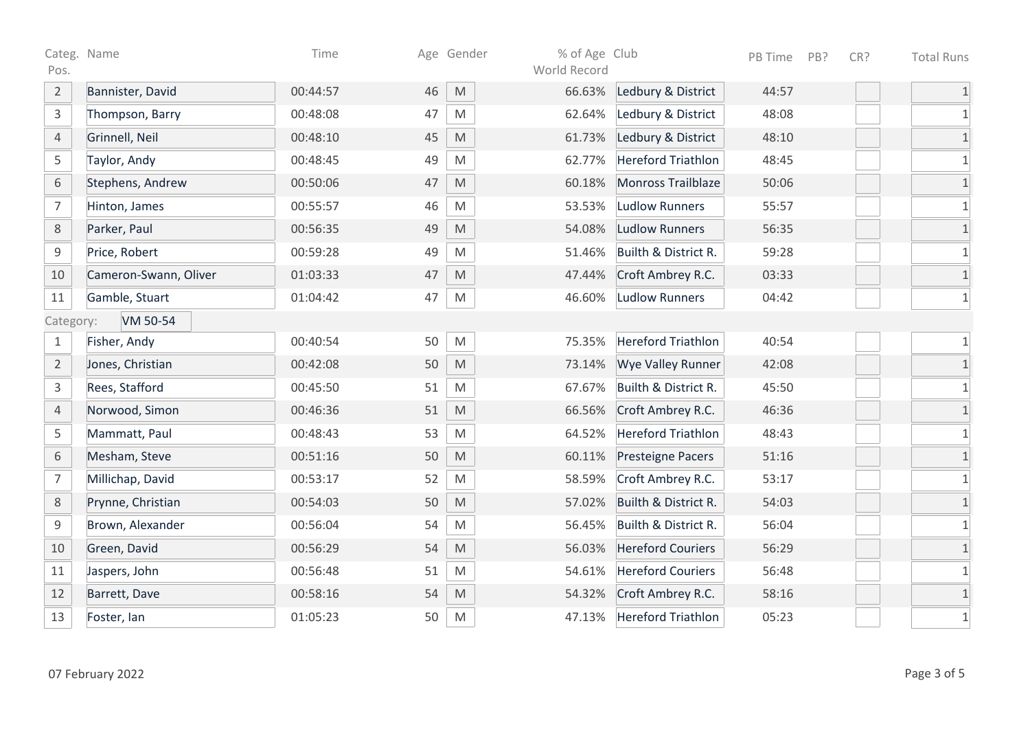| Categ. Pos. | Name | Time | Age | Gender | % of Age World Record | Club | PB Time | PB? | CR? | Total Runs |
|---|---|---|---|---|---|---|---|---|---|---|
| 2 | Bannister, David | 00:44:57 | 46 | M | 66.63% | Ledbury & District | 44:57 | | | 1 |
| 3 | Thompson, Barry | 00:48:08 | 47 | M | 62.64% | Ledbury & District | 48:08 | | | 1 |
| 4 | Grinnell, Neil | 00:48:10 | 45 | M | 61.73% | Ledbury & District | 48:10 | | | 1 |
| 5 | Taylor, Andy | 00:48:45 | 49 | M | 62.77% | Hereford Triathlon | 48:45 | | | 1 |
| 6 | Stephens, Andrew | 00:50:06 | 47 | M | 60.18% | Monross Trailblaze | 50:06 | | | 1 |
| 7 | Hinton, James | 00:55:57 | 46 | M | 53.53% | Ludlow Runners | 55:57 | | | 1 |
| 8 | Parker, Paul | 00:56:35 | 49 | M | 54.08% | Ludlow Runners | 56:35 | | | 1 |
| 9 | Price, Robert | 00:59:28 | 49 | M | 51.46% | Builth & District R. | 59:28 | | | 1 |
| 10 | Cameron-Swann, Oliver | 01:03:33 | 47 | M | 47.44% | Croft Ambrey R.C. | 03:33 | | | 1 |
| 11 | Gamble, Stuart | 01:04:42 | 47 | M | 46.60% | Ludlow Runners | 04:42 | | | 1 |
| Category: | VM 50-54 | | | | | | | | | |
| 1 | Fisher, Andy | 00:40:54 | 50 | M | 75.35% | Hereford Triathlon | 40:54 | | | 1 |
| 2 | Jones, Christian | 00:42:08 | 50 | M | 73.14% | Wye Valley Runner | 42:08 | | | 1 |
| 3 | Rees, Stafford | 00:45:50 | 51 | M | 67.67% | Builth & District R. | 45:50 | | | 1 |
| 4 | Norwood, Simon | 00:46:36 | 51 | M | 66.56% | Croft Ambrey R.C. | 46:36 | | | 1 |
| 5 | Mammatt, Paul | 00:48:43 | 53 | M | 64.52% | Hereford Triathlon | 48:43 | | | 1 |
| 6 | Mesham, Steve | 00:51:16 | 50 | M | 60.11% | Presteigne Pacers | 51:16 | | | 1 |
| 7 | Millichap, David | 00:53:17 | 52 | M | 58.59% | Croft Ambrey R.C. | 53:17 | | | 1 |
| 8 | Prynne, Christian | 00:54:03 | 50 | M | 57.02% | Builth & District R. | 54:03 | | | 1 |
| 9 | Brown, Alexander | 00:56:04 | 54 | M | 56.45% | Builth & District R. | 56:04 | | | 1 |
| 10 | Green, David | 00:56:29 | 54 | M | 56.03% | Hereford Couriers | 56:29 | | | 1 |
| 11 | Jaspers, John | 00:56:48 | 51 | M | 54.61% | Hereford Couriers | 56:48 | | | 1 |
| 12 | Barrett, Dave | 00:58:16 | 54 | M | 54.32% | Croft Ambrey R.C. | 58:16 | | | 1 |
| 13 | Foster, Ian | 01:05:23 | 50 | M | 47.13% | Hereford Triathlon | 05:23 | | | 1 |

07 February 2022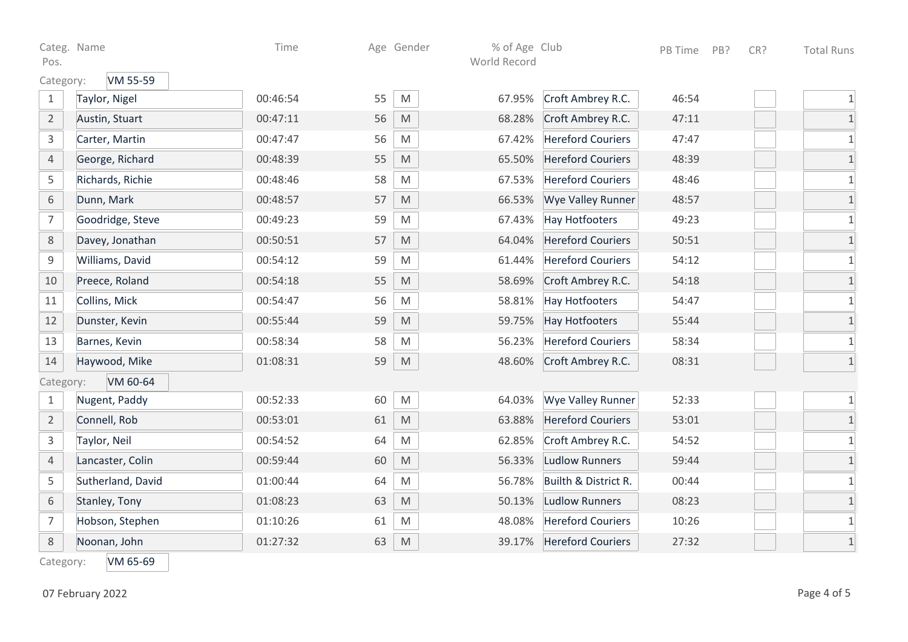| Categ. Pos. | Name | Time | Age | Gender | % of Age World Record | Club | PB Time | PB? | CR? | Total Runs |
|---|---|---|---|---|---|---|---|---|---|---|
| Category: | VM 55-59 | | | | | | | | | |
| 1 | Taylor, Nigel | 00:46:54 | 55 | M | 67.95% | Croft Ambrey R.C. | 46:54 | | | 1 |
| 2 | Austin, Stuart | 00:47:11 | 56 | M | 68.28% | Croft Ambrey R.C. | 47:11 | | | 1 |
| 3 | Carter, Martin | 00:47:47 | 56 | M | 67.42% | Hereford Couriers | 47:47 | | | 1 |
| 4 | George, Richard | 00:48:39 | 55 | M | 65.50% | Hereford Couriers | 48:39 | | | 1 |
| 5 | Richards, Richie | 00:48:46 | 58 | M | 67.53% | Hereford Couriers | 48:46 | | | 1 |
| 6 | Dunn, Mark | 00:48:57 | 57 | M | 66.53% | Wye Valley Runner | 48:57 | | | 1 |
| 7 | Goodridge, Steve | 00:49:23 | 59 | M | 67.43% | Hay Hotfooters | 49:23 | | | 1 |
| 8 | Davey, Jonathan | 00:50:51 | 57 | M | 64.04% | Hereford Couriers | 50:51 | | | 1 |
| 9 | Williams, David | 00:54:12 | 59 | M | 61.44% | Hereford Couriers | 54:12 | | | 1 |
| 10 | Preece, Roland | 00:54:18 | 55 | M | 58.69% | Croft Ambrey R.C. | 54:18 | | | 1 |
| 11 | Collins, Mick | 00:54:47 | 56 | M | 58.81% | Hay Hotfooters | 54:47 | | | 1 |
| 12 | Dunster, Kevin | 00:55:44 | 59 | M | 59.75% | Hay Hotfooters | 55:44 | | | 1 |
| 13 | Barnes, Kevin | 00:58:34 | 58 | M | 56.23% | Hereford Couriers | 58:34 | | | 1 |
| 14 | Haywood, Mike | 01:08:31 | 59 | M | 48.60% | Croft Ambrey R.C. | 08:31 | | | 1 |
| Category: | VM 60-64 | | | | | | | | | |
| 1 | Nugent, Paddy | 00:52:33 | 60 | M | 64.03% | Wye Valley Runner | 52:33 | | | 1 |
| 2 | Connell, Rob | 00:53:01 | 61 | M | 63.88% | Hereford Couriers | 53:01 | | | 1 |
| 3 | Taylor, Neil | 00:54:52 | 64 | M | 62.85% | Croft Ambrey R.C. | 54:52 | | | 1 |
| 4 | Lancaster, Colin | 00:59:44 | 60 | M | 56.33% | Ludlow Runners | 59:44 | | | 1 |
| 5 | Sutherland, David | 01:00:44 | 64 | M | 56.78% | Builth & District R. | 00:44 | | | 1 |
| 6 | Stanley, Tony | 01:08:23 | 63 | M | 50.13% | Ludlow Runners | 08:23 | | | 1 |
| 7 | Hobson, Stephen | 01:10:26 | 61 | M | 48.08% | Hereford Couriers | 10:26 | | | 1 |
| 8 | Noonan, John | 01:27:32 | 63 | M | 39.17% | Hereford Couriers | 27:32 | | | 1 |
| Category: | VM 65-69 | | | | | | | | | |

07 February 2022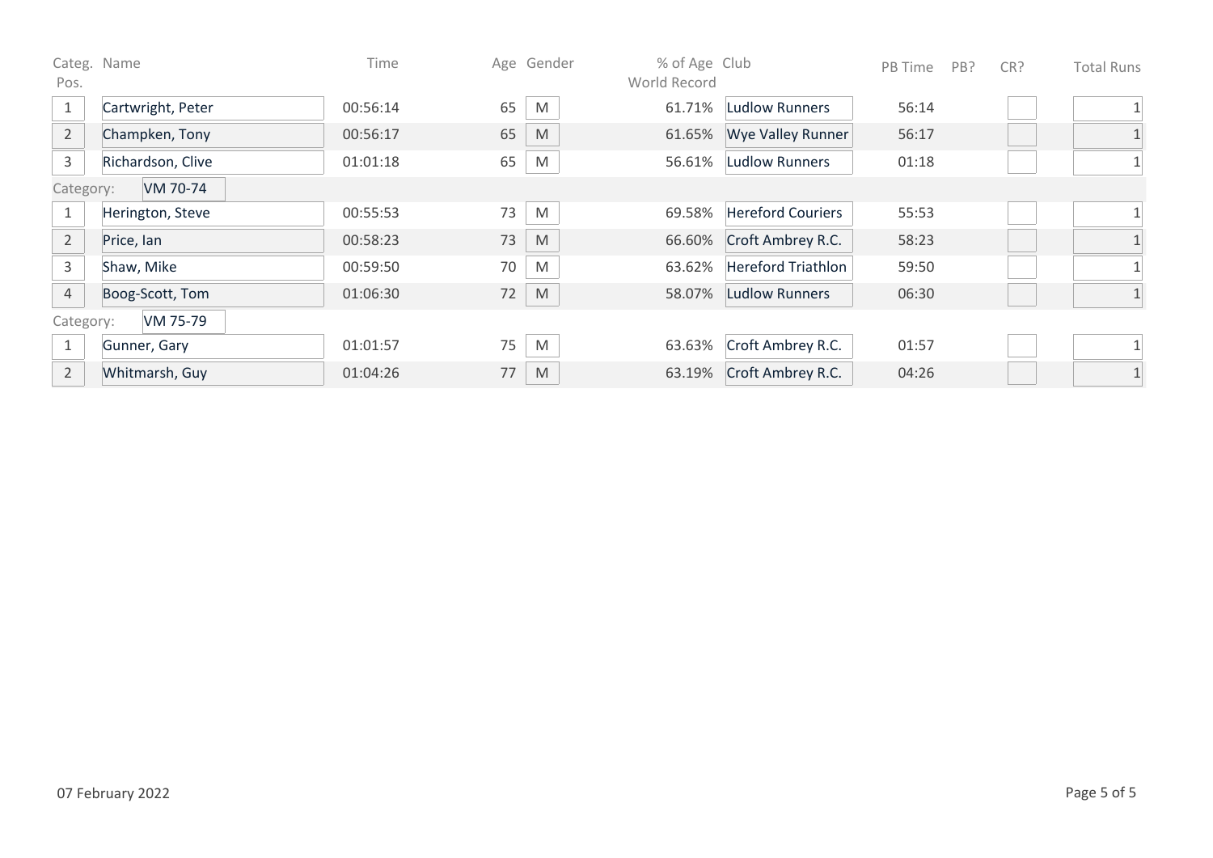| Categ. Pos. | Name | Time | Age | Gender | % of Age World Record | Club | PB Time | PB? | CR? | Total Runs |
|---|---|---|---|---|---|---|---|---|---|---|
| 1 | Cartwright, Peter | 00:56:14 | 65 | M | 61.71% | Ludlow Runners | 56:14 | | | 1 |
| 2 | Champken, Tony | 00:56:17 | 65 | M | 61.65% | Wye Valley Runner | 56:17 | | | 1 |
| 3 | Richardson, Clive | 01:01:18 | 65 | M | 56.61% | Ludlow Runners | 01:18 | | | 1 |
| Category: | VM 70-74 | | | | | | | | | |
| 1 | Herington, Steve | 00:55:53 | 73 | M | 69.58% | Hereford Couriers | 55:53 | | | 1 |
| 2 | Price, Ian | 00:58:23 | 73 | M | 66.60% | Croft Ambrey R.C. | 58:23 | | | 1 |
| 3 | Shaw, Mike | 00:59:50 | 70 | M | 63.62% | Hereford Triathlon | 59:50 | | | 1 |
| 4 | Boog-Scott, Tom | 01:06:30 | 72 | M | 58.07% | Ludlow Runners | 06:30 | | | 1 |
| Category: | VM 75-79 | | | | | | | | | |
| 1 | Gunner, Gary | 01:01:57 | 75 | M | 63.63% | Croft Ambrey R.C. | 01:57 | | | 1 |
| 2 | Whitmarsh, Guy | 01:04:26 | 77 | M | 63.19% | Croft Ambrey R.C. | 04:26 | | | 1 |

07 February 2022